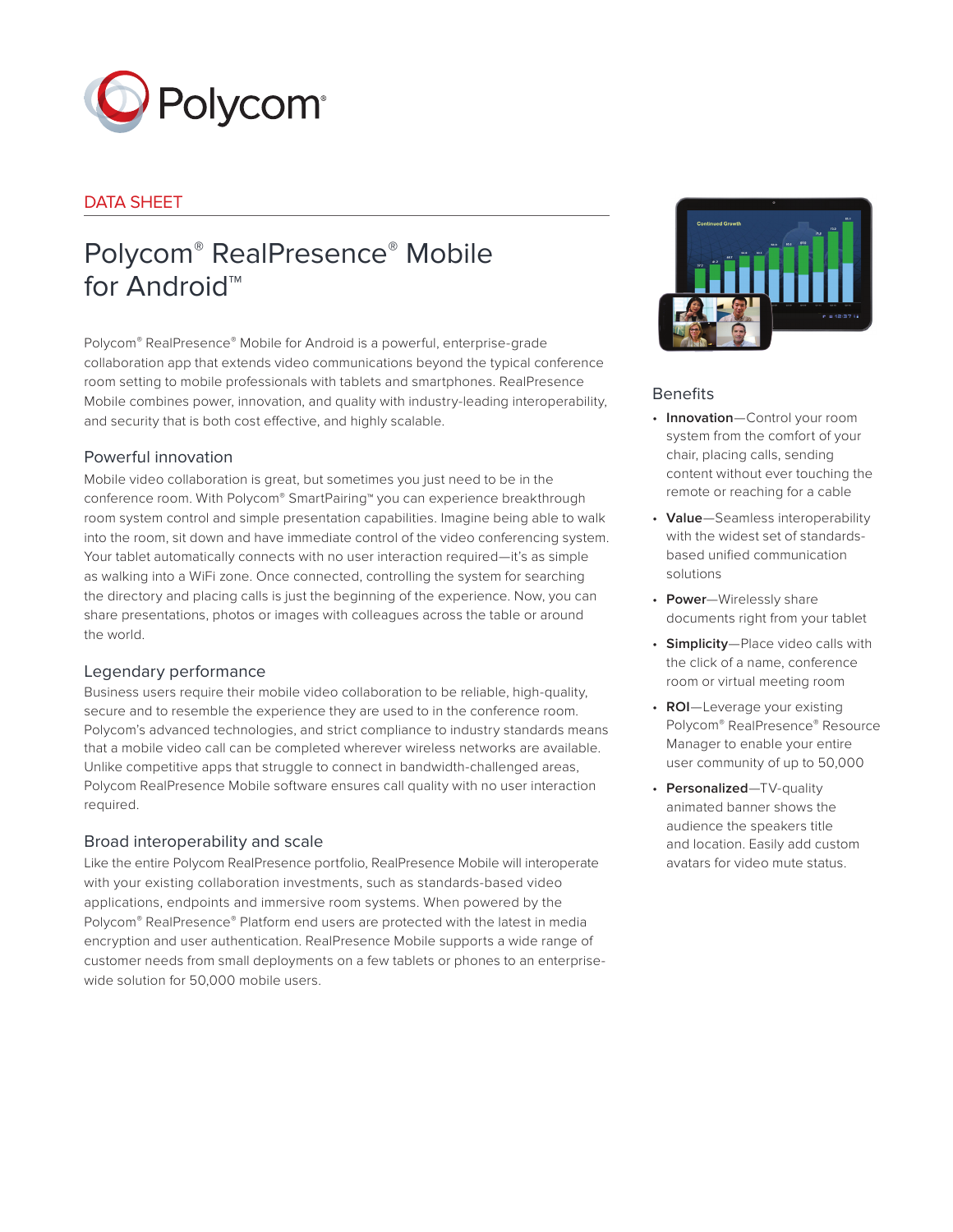Polycom®

DATA SHEET

# Polycom® RealPresence® Mobile for Android™

Polycom® RealPresence® Mobile for Android is a powerful, enterprise-grade collaboration app that extends video communications beyond the typical conference room setting to mobile professionals with tablets and smartphones. RealPresence Mobile combines power, innovation, and quality with industry-leading interoperability, and security that is both cost effective, and highly scalable.

## Powerful innovation

Mobile video collaboration is great, but sometimes you just need to be in the conference room. With Polycom® SmartPairing™ you can experience breakthrough room system control and simple presentation capabilities. Imagine being able to walk into the room, sit down and have immediate control of the video conferencing system. Your tablet automatically connects with no user interaction required—it's as simple as walking into a WiFi zone. Once connected, controlling the system for searching the directory and placing calls is just the beginning of the experience. Now, you can share presentations, photos or images with colleagues across the table or around the world.

## Legendary performance

Business users require their mobile video collaboration to be reliable, high-quality, secure and to resemble the experience they are used to in the conference room. Polycom's advanced technologies, and strict compliance to industry standards means that a mobile video call can be completed wherever wireless networks are available. Unlike competitive apps that struggle to connect in bandwidth-challenged areas, Polycom RealPresence Mobile software ensures call quality with no user interaction required.

## Broad interoperability and scale

Like the entire Polycom RealPresence portfolio, RealPresence Mobile will interoperate with your existing collaboration investments, such as standards-based video applications, endpoints and immersive room systems. When powered by the Polycom® RealPresence® Platform end users are protected with the latest in media encryption and user authentication. RealPresence Mobile supports a wide range of customer needs from small deployments on a few tablets or phones to an enterprise-wide solution for 50,000 mobile users.

## Benefits

- **Innovation**—Control your room system from the comfort of your chair, placing calls, sending content without ever touching the remote or reaching for a cable
- **Value**—Seamless interoperability with the widest set of standards-based unified communication solutions
- **Power**—Wirelessly share documents right from your tablet
- **Simplicity**—Place video calls with the click of a name, conference room or virtual meeting room
- **ROI**—Leverage your existing Polycom® RealPresence® Resource Manager to enable your entire user community of up to 50,000
- **Personalized**—TV-quality animated banner shows the audience the speakers title and location. Easily add custom avatars for video mute status.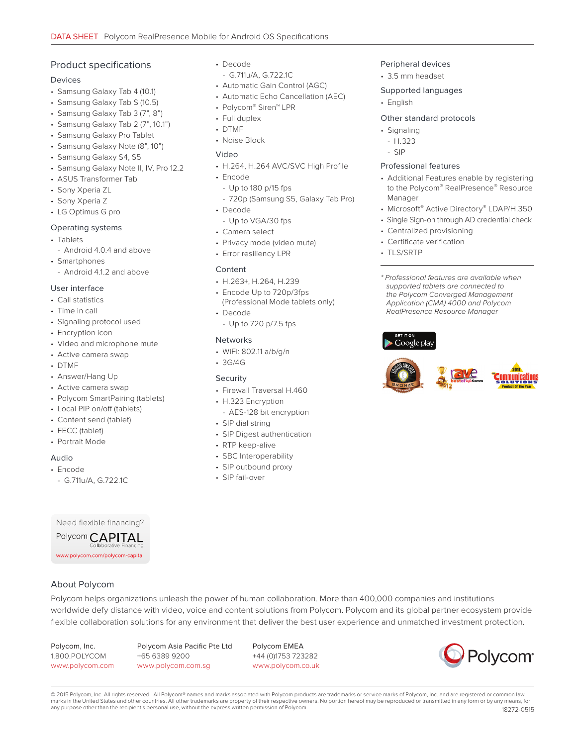## Product specifications

### Devices

- Samsung Galaxy Tab 4 (10.1)
- Samsung Galaxy Tab S (10.5)
- Samsung Galaxy Tab 3 (7”, 8”)
- Samsung Galaxy Tab 2 (7”, 10.1”)
- Samsung Galaxy Pro Tablet
- Samsung Galaxy Note (8”, 10”)
- Samsung Galaxy S4, S5
- Samsung Galaxy Note II, IV, Pro 12.2
- ASUS Transformer Tab
- Sony Xperia ZL
- Sony Xperia Z
- LG Optimus G pro

### Operating systems

- Tablets
  - Android 4.0.4 and above
- Smartphones
  - Android 4.1.2 and above

### User interface

- Call statistics
- Time in call
- Signaling protocol used
- Encryption icon
- Video and microphone mute
- Active camera swap
- DTMF
- Answer/Hang Up
- Active camera swap
- Polycom SmartPairing (tablets)
- Local PIP on/off (tablets)
- Content send (tablet)
- FECC (tablet)
- Portrait Mode

### Audio

- Encode
  - G.711u/A, G.722.1C
- Decode
  - G.711u/A, G.722.1C
- Automatic Gain Control (AGC)
- Automatic Echo Cancellation (AEC)
- Polycom® Siren™ LPR
- Full duplex
- DTMF
- Noise Block

### Video

- H.264, H.264 AVC/SVC High Profile
- Encode
  - Up to 180 p/15 fps
  - 720p (Samsung S5, Galaxy Tab Pro)
- Decode
  - Up to VGA/30 fps
- Camera select
- Privacy mode (video mute)
- Error resiliency LPR

### Content

- H.263+, H.264, H.239
- Encode Up to 720p/3fps (Professional Mode tablets only)
- Decode
  - Up to 720 p/7.5 fps

### Networks

- WiFi: 802.11 a/b/g/n
- 3G/4G

### Security

- Firewall Traversal H.460
- H.323 Encryption
  - AES-128 bit encryption
- SIP dial string
- SIP Digest authentication
- RTP keep-alive
- SBC Interoperability
- SIP outbound proxy
- SIP fail-over

### Peripheral devices

- 3.5 mm headset

### Supported languages

- English

### Other standard protocols

- Signaling
  - H.323
  - SIP

### Professional features

- Additional Features enable by registering to the Polycom® RealPresence® Resource Manager
- Microsoft® Active Directory® LDAP/H.350
- Single Sign-on through AD credential check
- Centralized provisioning
- Certificate verification
- TLS/SRTP

*\* Professional features are available when supported tablets are connected to the Polycom Converged Management Application (CMA) 4000 and Polycom RealPresence Resource Manager*

GET IT ON Google play

Need flexible financing?
Polycom CAPITAL
Collaborative Financing
www.polycom.com/polycom-capital

## About Polycom

Polycom helps organizations unleash the power of human collaboration. More than 400,000 companies and institutions worldwide defy distance with video, voice and content solutions from Polycom. Polycom and its global partner ecosystem provide flexible collaboration solutions for any environment that deliver the best user experience and unmatched investment protection.

Polycom, Inc.
1.800.POLYCOM
www.polycom.com

Polycom Asia Pacific Pte Ltd
+65 6389 9200
www.polycom.com.sg

Polycom EMEA
+44 (0)1753 723282
www.polycom.co.uk

© 2015 Polycom, Inc. All rights reserved. All Polycom® names and marks associated with Polycom products are trademarks or service marks of Polycom, Inc. and are registered or common law marks in the United States and other countries. All other trademarks are property of their respective owners. No portion hereof may be reproduced or transmitted in any form or by any means, for any purpose other than the recipient's personal use, without the express written permission of Polycom.

18272-0515